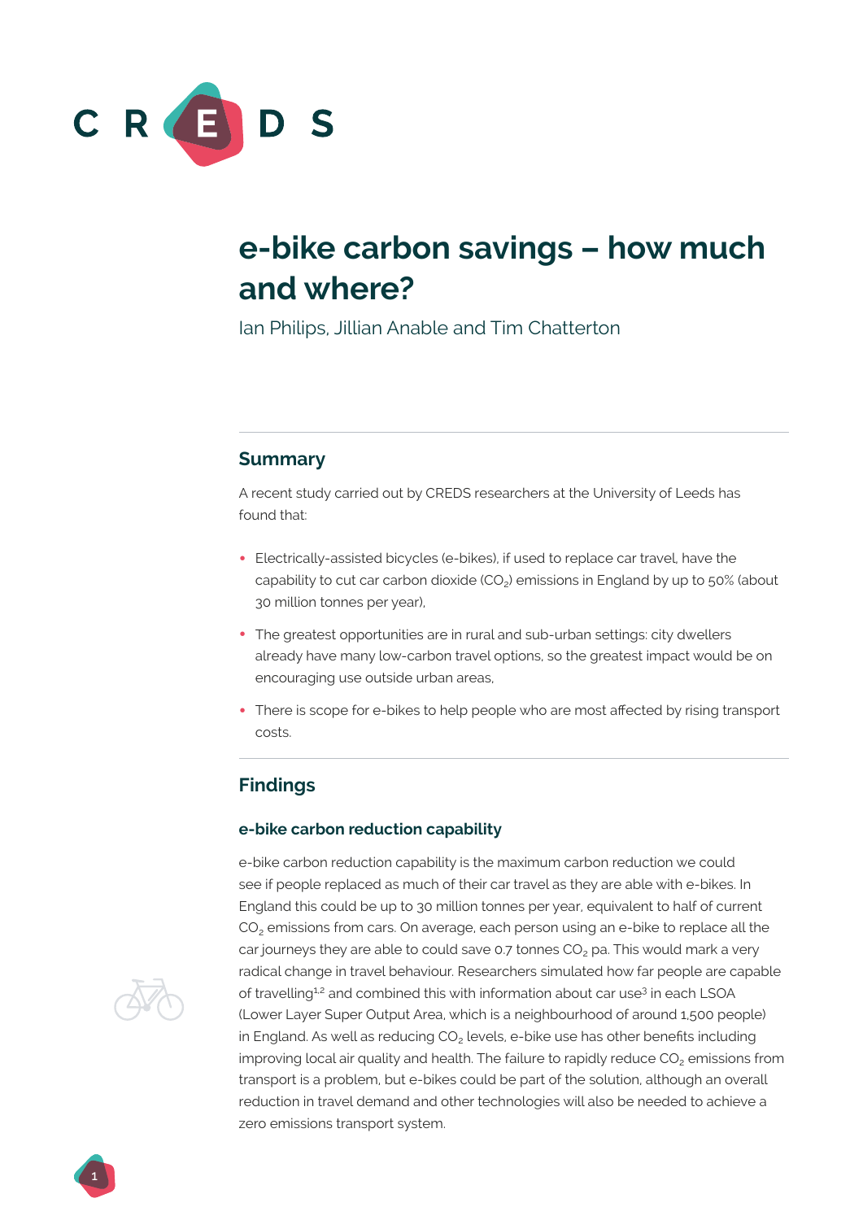CREDS

# e-bike carbon savings – how much and where?

Ian Philips, Jillian Anable and Tim Chatterton

## Summary

A recent study carried out by CREDS researchers at the University of Leeds has found that:

- Electrically-assisted bicycles (e-bikes), if used to replace car travel, have the capability to cut car carbon dioxide ($CO_2$) emissions in England by up to 50% (about 30 million tonnes per year),
- The greatest opportunities are in rural and sub-urban settings: city dwellers already have many low-carbon travel options, so the greatest impact would be on encouraging use outside urban areas,
- There is scope for e-bikes to help people who are most affected by rising transport costs.

## Findings

### e-bike carbon reduction capability

e-bike carbon reduction capability is the maximum carbon reduction we could see if people replaced as much of their car travel as they are able with e-bikes. In England this could be up to 30 million tonnes per year, equivalent to half of current $CO_2$ emissions from cars. On average, each person using an e-bike to replace all the car journeys they are able to could save 0.7 tonnes $CO_2$ pa. This would mark a very radical change in travel behaviour. Researchers simulated how far people are capable of travelling[1,2] and combined this with information about car use[3] in each LSOA (Lower Layer Super Output Area, which is a neighbourhood of around 1,500 people) in England. As well as reducing $CO_2$ levels, e-bike use has other benefits including improving local air quality and health. The failure to rapidly reduce $CO_2$ emissions from transport is a problem, but e-bikes could be part of the solution, although an overall reduction in travel demand and other technologies will also be needed to achieve a zero emissions transport system.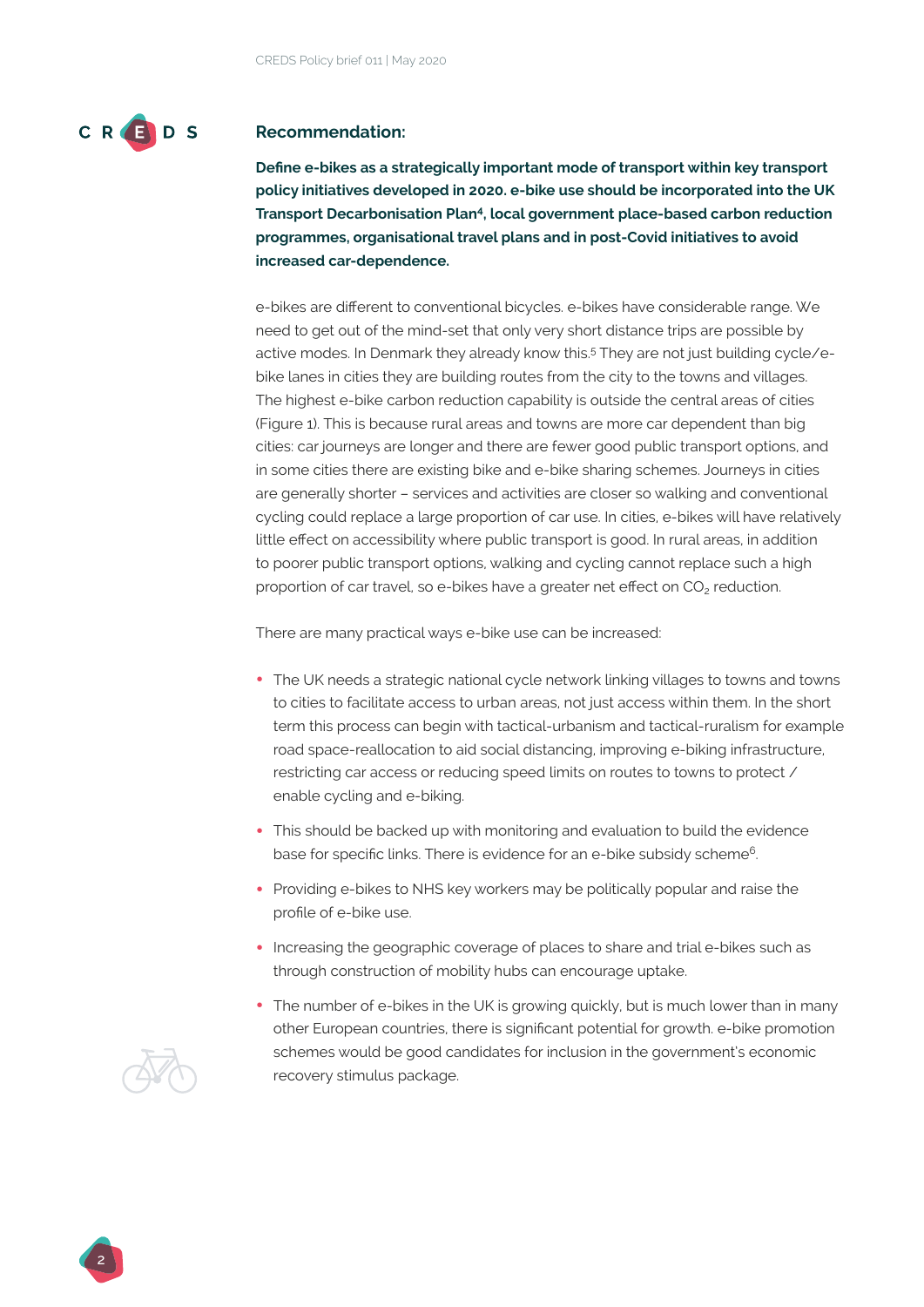## Recommendation:

**Define e-bikes as a strategically important mode of transport within key transport policy initiatives developed in 2020. e-bike use should be incorporated into the UK Transport Decarbonisation Plan[4], local government place-based carbon reduction programmes, organisational travel plans and in post-Covid initiatives to avoid increased car-dependence.**

e-bikes are different to conventional bicycles. e-bikes have considerable range. We need to get out of the mind-set that only very short distance trips are possible by active modes. In Denmark they already know this.[5] They are not just building cycle/e-bike lanes in cities they are building routes from the city to the towns and villages. The highest e-bike carbon reduction capability is outside the central areas of cities (Figure 1). This is because rural areas and towns are more car dependent than big cities: car journeys are longer and there are fewer good public transport options, and in some cities there are existing bike and e-bike sharing schemes. Journeys in cities are generally shorter – services and activities are closer so walking and conventional cycling could replace a large proportion of car use. In cities, e-bikes will have relatively little effect on accessibility where public transport is good. In rural areas, in addition to poorer public transport options, walking and cycling cannot replace such a high proportion of car travel, so e-bikes have a greater net effect on $CO_2$ reduction.

There are many practical ways e-bike use can be increased:

- The UK needs a strategic national cycle network linking villages to towns and towns to cities to facilitate access to urban areas, not just access within them. In the short term this process can begin with tactical-urbanism and tactical-ruralism for example road space-reallocation to aid social distancing, improving e-biking infrastructure, restricting car access or reducing speed limits on routes to towns to protect / enable cycling and e-biking.
- This should be backed up with monitoring and evaluation to build the evidence base for specific links. There is evidence for an e-bike subsidy scheme[6].
- Providing e-bikes to NHS key workers may be politically popular and raise the profile of e-bike use.
- Increasing the geographic coverage of places to share and trial e-bikes such as through construction of mobility hubs can encourage uptake.
- The number of e-bikes in the UK is growing quickly, but is much lower than in many other European countries, there is significant potential for growth. e-bike promotion schemes would be good candidates for inclusion in the government's economic recovery stimulus package.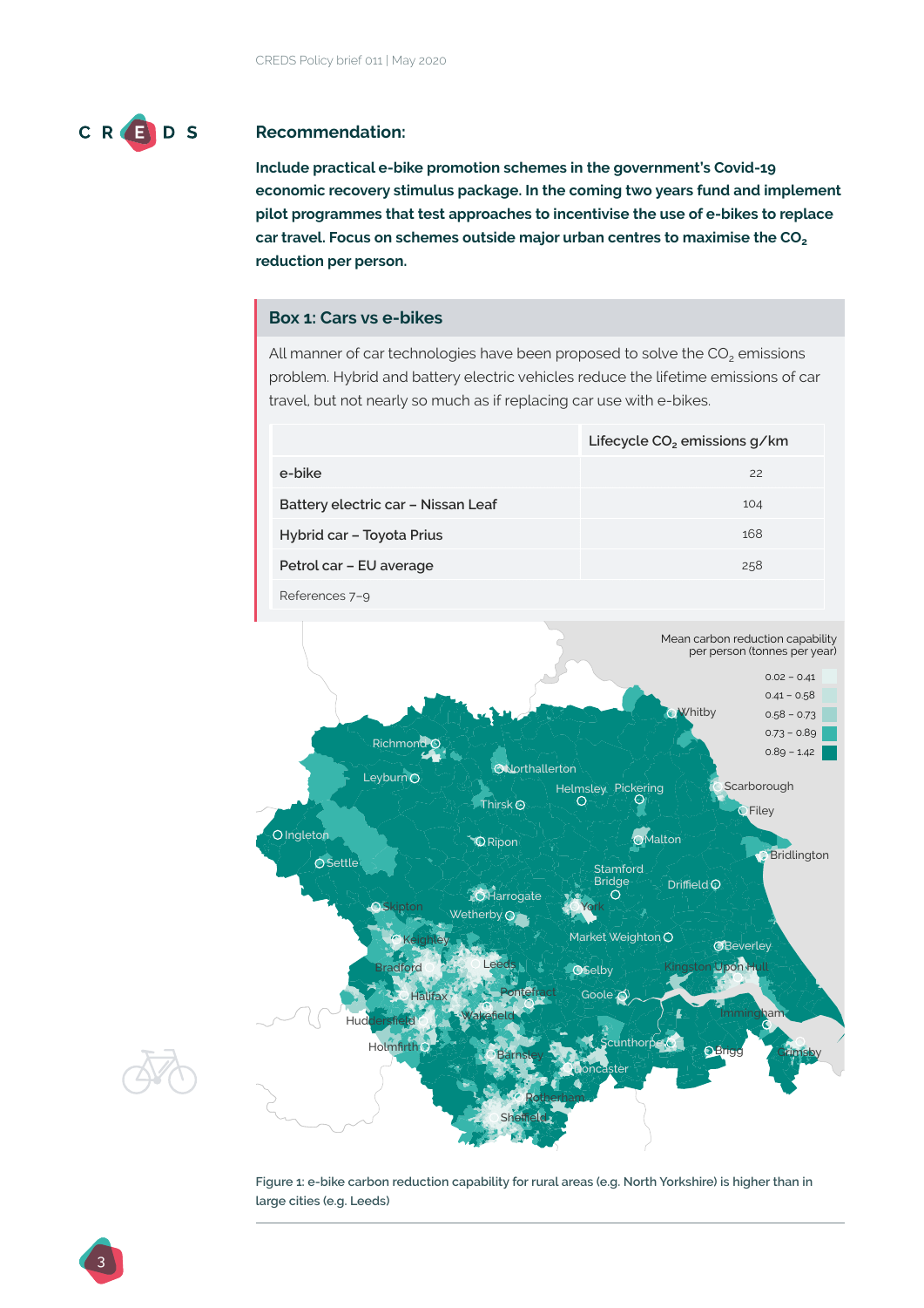## Recommendation:

**Include practical e-bike promotion schemes in the government's Covid-19 economic recovery stimulus package. In the coming two years fund and implement pilot programmes that test approaches to incentivise the use of e-bikes to replace car travel. Focus on schemes outside major urban centres to maximise the $CO_2$ reduction per person.**

### Box 1: Cars vs e-bikes

All manner of car technologies have been proposed to solve the $CO_2$ emissions problem. Hybrid and battery electric vehicles reduce the lifetime emissions of car travel, but not nearly so much as if replacing car use with e-bikes.

| | Lifecycle $CO_2$ emissions g/km |
|---|---|
| e-bike | 22 |
| Battery electric car – Nissan Leaf | 104 |
| Hybrid car – Toyota Prius | 168 |
| Petrol car – EU average | 258 |
| References 7–9 | |

Figure 1: e-bike carbon reduction capability for rural areas (e.g. North Yorkshire) is higher than in large cities (e.g. Leeds)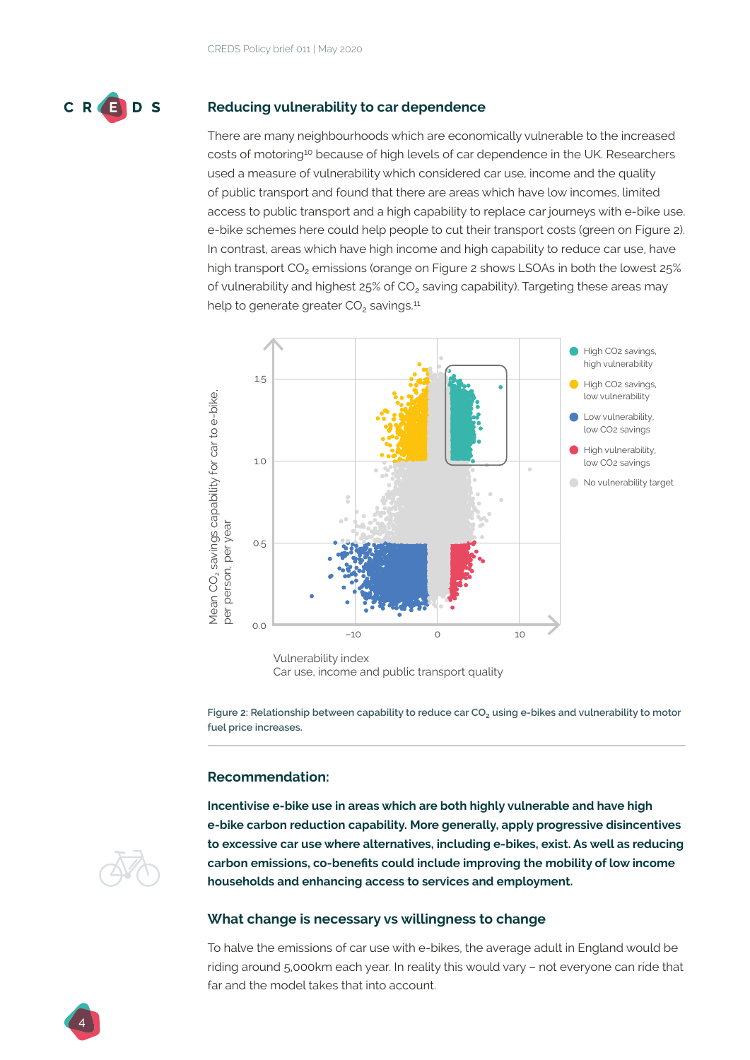## Reducing vulnerability to car dependence

There are many neighbourhoods which are economically vulnerable to the increased costs of motoring[10] because of high levels of car dependence in the UK. Researchers used a measure of vulnerability which considered car use, income and the quality of public transport and found that there are areas which have low incomes, limited access to public transport and a high capability to replace car journeys with e-bike use. e-bike schemes here could help people to cut their transport costs (green on Figure 2). In contrast, areas which have high income and high capability to reduce car use, have high transport $CO_2$ emissions (orange on Figure 2 shows LSOAs in both the lowest 25% of vulnerability and highest 25% of $CO_2$ saving capability). Targeting these areas may help to generate greater $CO_2$ savings.[11]

Mean $CO_2$ savings capability for car to e-bike, per person, per year

1.5
1.0
0.5
0.0

−10
0
10

Vulnerability index
Car use, income and public transport quality

High CO2 savings, high vulnerability
High CO2 savings, low vulnerability
Low vulnerability, low CO2 savings
High vulnerability, low CO2 savings
No vulnerability target

Figure 2: Relationship between capability to reduce car $CO_2$ using e-bikes and vulnerability to motor fuel price increases.

### Recommendation:

**Incentivise e-bike use in areas which are both highly vulnerable and have high e-bike carbon reduction capability. More generally, apply progressive disincentives to excessive car use where alternatives, including e-bikes, exist. As well as reducing carbon emissions, co-benefits could include improving the mobility of low income households and enhancing access to services and employment.**

## What change is necessary vs willingness to change

To halve the emissions of car use with e-bikes, the average adult in England would be riding around 5,000km each year. In reality this would vary – not everyone can ride that far and the model takes that into account.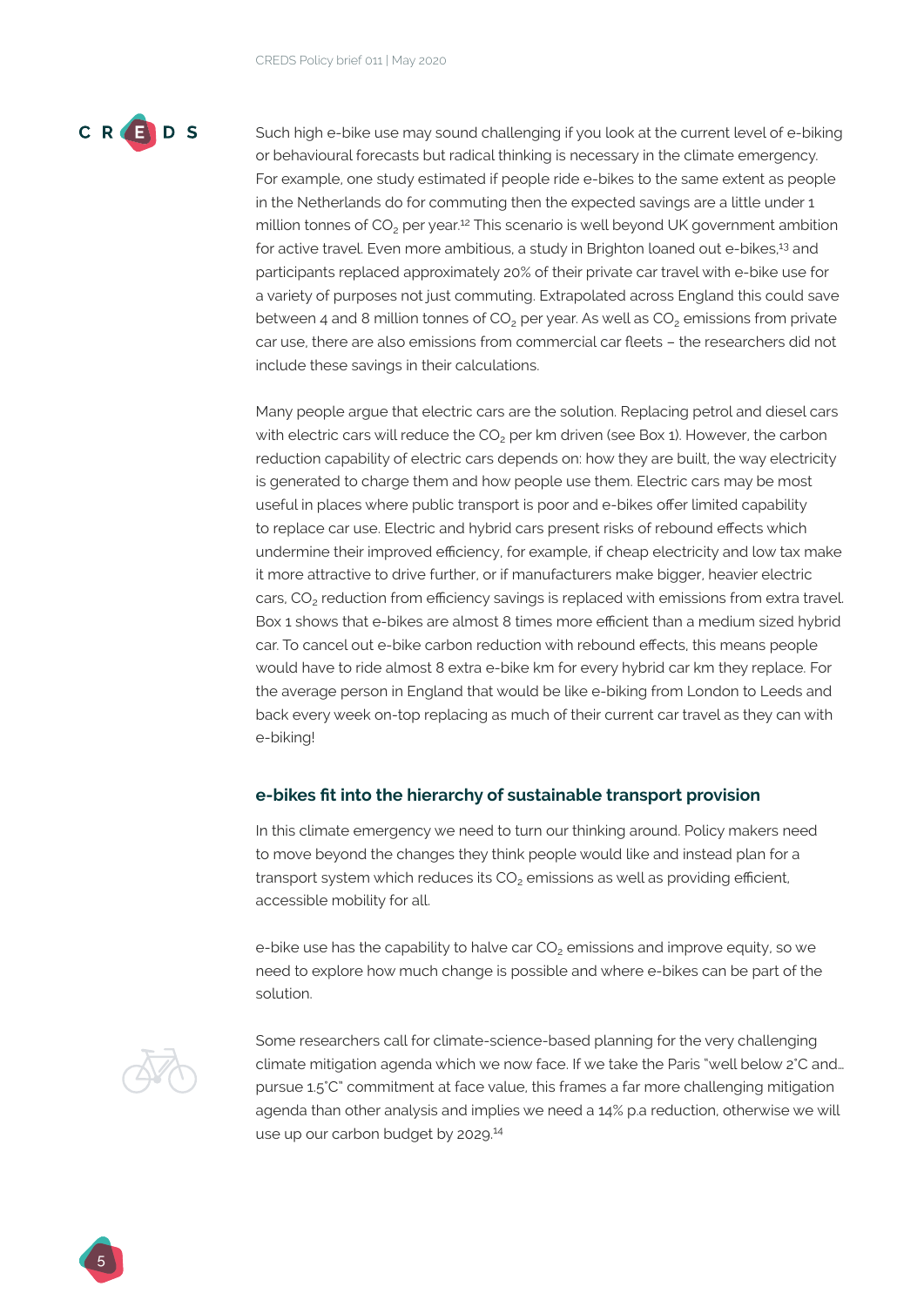Such high e-bike use may sound challenging if you look at the current level of e-biking or behavioural forecasts but radical thinking is necessary in the climate emergency. For example, one study estimated if people ride e-bikes to the same extent as people in the Netherlands do for commuting then the expected savings are a little under 1 million tonnes of $CO_2$ per year.[12] This scenario is well beyond UK government ambition for active travel. Even more ambitious, a study in Brighton loaned out e-bikes,[13] and participants replaced approximately 20% of their private car travel with e-bike use for a variety of purposes not just commuting. Extrapolated across England this could save between 4 and 8 million tonnes of $CO_2$ per year. As well as $CO_2$ emissions from private car use, there are also emissions from commercial car fleets – the researchers did not include these savings in their calculations.

Many people argue that electric cars are the solution. Replacing petrol and diesel cars with electric cars will reduce the $CO_2$ per km driven (see Box 1). However, the carbon reduction capability of electric cars depends on: how they are built, the way electricity is generated to charge them and how people use them. Electric cars may be most useful in places where public transport is poor and e-bikes offer limited capability to replace car use. Electric and hybrid cars present risks of rebound effects which undermine their improved efficiency, for example, if cheap electricity and low tax make it more attractive to drive further, or if manufacturers make bigger, heavier electric cars, $CO_2$ reduction from efficiency savings is replaced with emissions from extra travel. Box 1 shows that e-bikes are almost 8 times more efficient than a medium sized hybrid car. To cancel out e-bike carbon reduction with rebound effects, this means people would have to ride almost 8 extra e-bike km for every hybrid car km they replace. For the average person in England that would be like e-biking from London to Leeds and back every week on-top replacing as much of their current car travel as they can with e-biking!

### e-bikes fit into the hierarchy of sustainable transport provision

In this climate emergency we need to turn our thinking around. Policy makers need to move beyond the changes they think people would like and instead plan for a transport system which reduces its $CO_2$ emissions as well as providing efficient, accessible mobility for all.

e-bike use has the capability to halve car $CO_2$ emissions and improve equity, so we need to explore how much change is possible and where e-bikes can be part of the solution.

Some researchers call for climate-science-based planning for the very challenging climate mitigation agenda which we now face. If we take the Paris "well below 2˚C and… pursue 1.5˚C" commitment at face value, this frames a far more challenging mitigation agenda than other analysis and implies we need a 14% p.a reduction, otherwise we will use up our carbon budget by 2029.[14]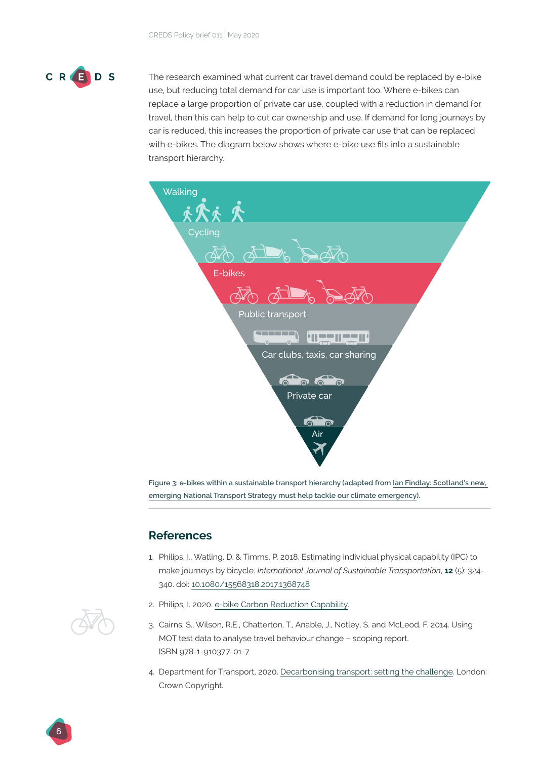The research examined what current car travel demand could be replaced by e-bike use, but reducing total demand for car use is important too. Where e-bikes can replace a large proportion of private car use, coupled with a reduction in demand for travel, then this can help to cut car ownership and use. If demand for long journeys by car is reduced, this increases the proportion of private car use that can be replaced with e-bikes. The diagram below shows where e-bike use fits into a sustainable transport hierarchy.

Walking

Cycling

E-bikes

Public transport

Car clubs, taxis, car sharing

Private car

Air

Figure 3: e-bikes within a sustainable transport hierarchy (adapted from Ian Findlay: Scotland's new, emerging National Transport Strategy must help tackle our climate emergency).

## References

1. Philips, I., Watling, D. & Timms, P. 2018. Estimating individual physical capability (IPC) to make journeys by bicycle. *International Journal of Sustainable Transportation*, **12** (5): 324-340. doi: 10.1080/15568318.2017.1368748
2. Philips, I. 2020. e-bike Carbon Reduction Capability.
3. Cairns, S., Wilson, R.E., Chatterton, T., Anable, J., Notley, S. and McLeod, F. 2014. Using MOT test data to analyse travel behaviour change – scoping report. ISBN 978-1-910377-01-7
4. Department for Transport, 2020. Decarbonising transport: setting the challenge. London: Crown Copyright.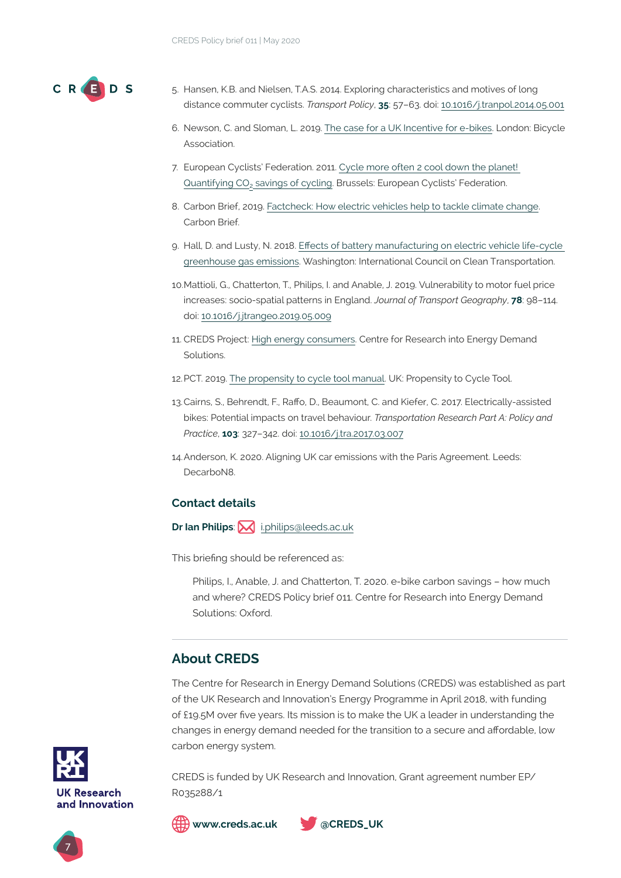5. Hansen, K.B. and Nielsen, T.A.S. 2014. Exploring characteristics and motives of long distance commuter cyclists. *Transport Policy*, **35**: 57–63. doi: 10.1016/j.tranpol.2014.05.001

6. Newson, C. and Sloman, L. 2019. The case for a UK Incentive for e-bikes. London: Bicycle Association.

7. European Cyclists' Federation. 2011. Cycle more often 2 cool down the planet! Quantifying $CO_2$ savings of cycling. Brussels: European Cyclists' Federation.

8. Carbon Brief, 2019. Factcheck: How electric vehicles help to tackle climate change. Carbon Brief.

9. Hall, D. and Lusty, N. 2018. Effects of battery manufacturing on electric vehicle life-cycle greenhouse gas emissions. Washington: International Council on Clean Transportation.

10. Mattioli, G., Chatterton, T., Philips, I. and Anable, J. 2019. Vulnerability to motor fuel price increases: socio-spatial patterns in England. *Journal of Transport Geography*, **78**: 98–114. doi: 10.1016/j.jtrangeo.2019.05.009

11. CREDS Project: High energy consumers. Centre for Research into Energy Demand Solutions.

12. PCT. 2019. The propensity to cycle tool manual. UK: Propensity to Cycle Tool.

13. Cairns, S., Behrendt, F., Raffo, D., Beaumont, C. and Kiefer, C. 2017. Electrically-assisted bikes: Potential impacts on travel behaviour. *Transportation Research Part A: Policy and Practice*, **103**: 327–342. doi: 10.1016/j.tra.2017.03.007

14. Anderson, K. 2020. Aligning UK car emissions with the Paris Agreement. Leeds: DecarboN8.

## Contact details

**Dr Ian Philips**: i.philips@leeds.ac.uk

This briefing should be referenced as:

> Philips, I., Anable, J. and Chatterton, T. 2020. e-bike carbon savings – how much and where? CREDS Policy brief 011. Centre for Research into Energy Demand Solutions: Oxford.

## About CREDS

The Centre for Research in Energy Demand Solutions (CREDS) was established as part of the UK Research and Innovation's Energy Programme in April 2018, with funding of £19.5M over five years. Its mission is to make the UK a leader in understanding the changes in energy demand needed for the transition to a secure and affordable, low carbon energy system.

CREDS is funded by UK Research and Innovation, Grant agreement number EP/R035288/1

UK Research and Innovation

**www.creds.ac.uk** **@CREDS_UK**